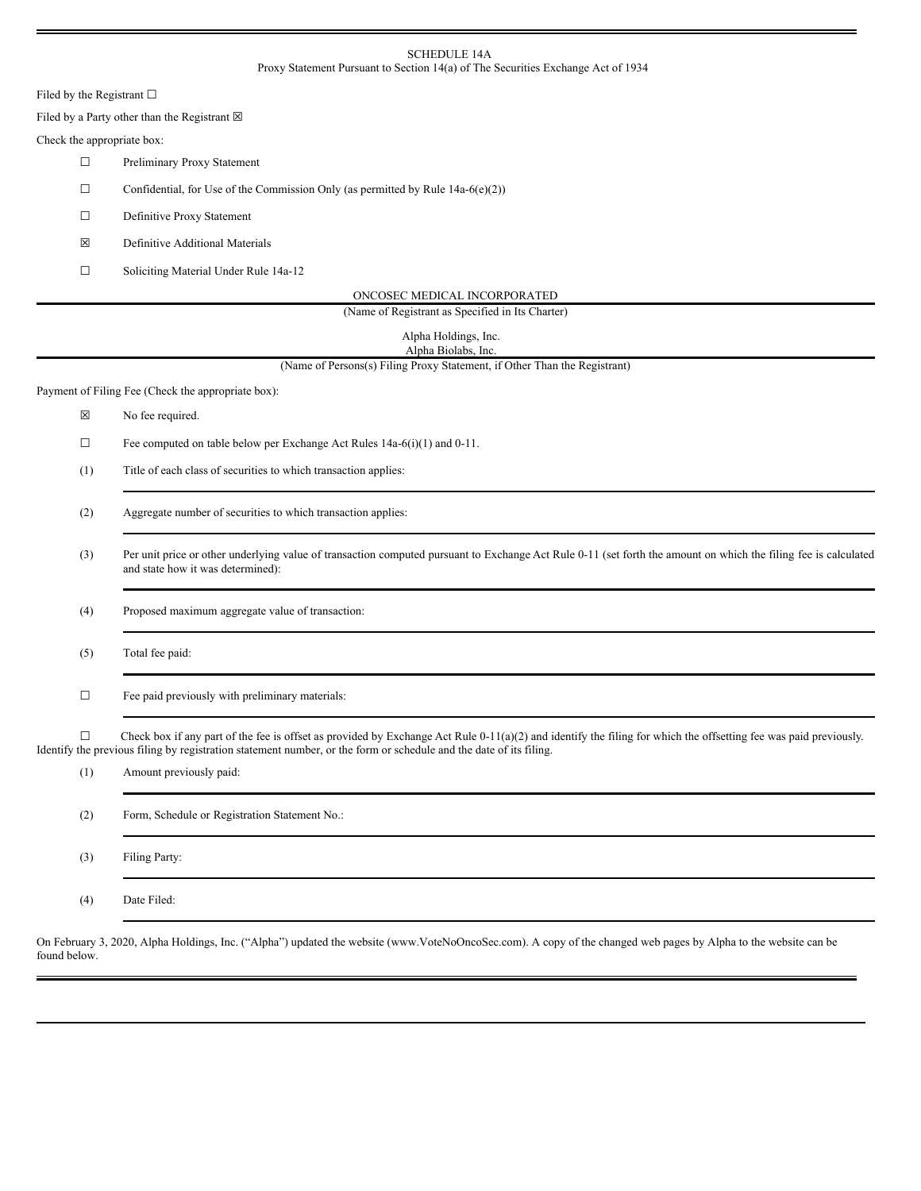SCHEDULE 14A

Proxy Statement Pursuant to Section 14(a) of The Securities Exchange Act of 1934

Filed by the Registrant ☐

Filed by a Party other than the Registrant ☒

Check the appropriate box:

☐ Preliminary Proxy Statement

☐ Confidential, for Use of the Commission Only (as permitted by Rule 14a-6(e)(2))

☐ Definitive Proxy Statement

☒ Definitive Additional Materials

☐ Soliciting Material Under Rule 14a-12

ONCOSEC MEDICAL INCORPORATED

(Name of Registrant as Specified in Its Charter)

Alpha Holdings, Inc.
Alpha Biolabs, Inc.

(Name of Persons(s) Filing Proxy Statement, if Other Than the Registrant)

Payment of Filing Fee (Check the appropriate box):

☒ No fee required.

☐ Fee computed on table below per Exchange Act Rules 14a-6(i)(1) and 0-11.

(1) Title of each class of securities to which transaction applies:

(2) Aggregate number of securities to which transaction applies:

(3) Per unit price or other underlying value of transaction computed pursuant to Exchange Act Rule 0-11 (set forth the amount on which the filing fee is calculated and state how it was determined):

(4) Proposed maximum aggregate value of transaction:

(5) Total fee paid:

☐ Fee paid previously with preliminary materials:

☐ Check box if any part of the fee is offset as provided by Exchange Act Rule 0-11(a)(2) and identify the filing for which the offsetting fee was paid previously. Identify the previous filing by registration statement number, or the form or schedule and the date of its filing.

(1) Amount previously paid:

(2) Form, Schedule or Registration Statement No.:

(3) Filing Party:

(4) Date Filed:

On February 3, 2020, Alpha Holdings, Inc. ("Alpha") updated the website (www.VoteNoOncoSec.com). A copy of the changed web pages by Alpha to the website can be found below.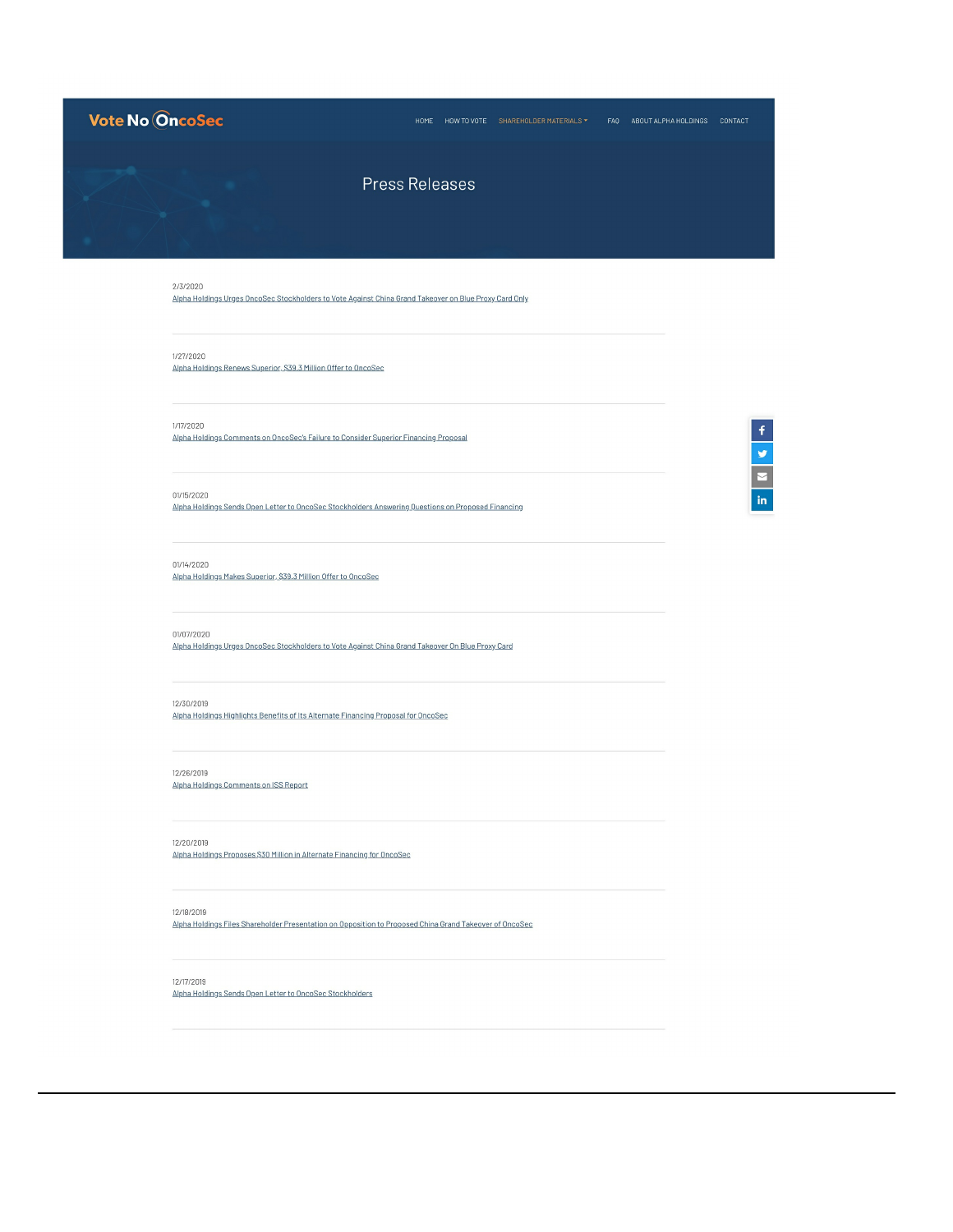Vote No OncoSec

HOME HOW TO VOTE SHAREHOLDER MATERIALS FAQ ABOUT ALPHA HOLDINGS CONTACT

# Press Releases

2/3/2020
Alpha Holdings Urges OncoSec Stockholders to Vote Against China Grand Takeover on Blue Proxy Card Only

---

1/27/2020
Alpha Holdings Renews Superior, $39.3 Million Offer to OncoSec

---

1/17/2020
Alpha Holdings Comments on OncoSec's Failure to Consider Superior Financing Proposal

---

01/15/2020
Alpha Holdings Sends Open Letter to OncoSec Stockholders Answering Questions on Proposed Financing

---

01/14/2020
Alpha Holdings Makes Superior, $39.3 Million Offer to OncoSec

---

01/07/2020
Alpha Holdings Urges OncoSec Stockholders to Vote Against China Grand Takeover On Blue Proxy Card

---

12/30/2019
Alpha Holdings Highlights Benefits of its Alternate Financing Proposal for OncoSec

---

12/26/2019
Alpha Holdings Comments on ISS Report

---

12/20/2019
Alpha Holdings Proposes $30 Million in Alternate Financing for OncoSec

---

12/18/2019
Alpha Holdings Files Shareholder Presentation on Opposition to Proposed China Grand Takeover of OncoSec

---

12/17/2019
Alpha Holdings Sends Open Letter to OncoSec Stockholders

---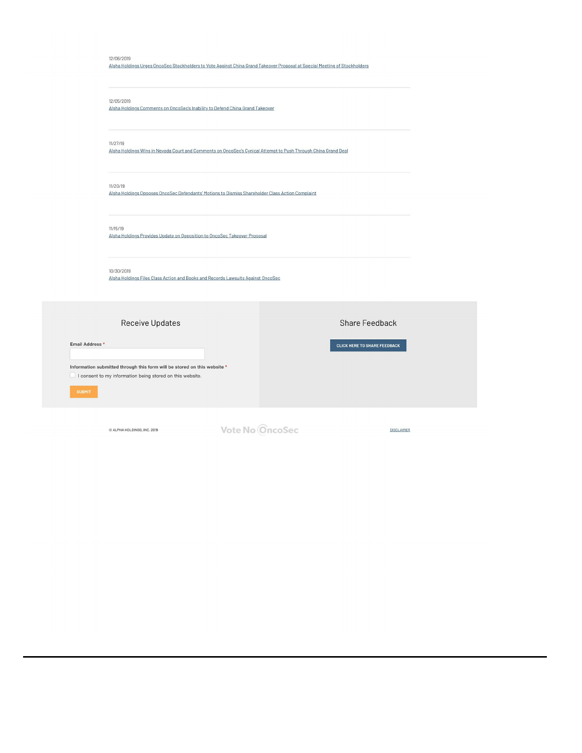12/06/2019
[Alpha Holdings Urges OncoSec Stockholders to Vote Against China Grand Takeover Proposal at Special Meeting of Stockholders]()

---

12/05/2019
[Alpha Holdings Comments on OncoSec's Inability to Defend China Grand Takeover]()

---

11/27/19
[Alpha Holdings Wins in Nevada Court and Comments on OncoSec's Cynical Attempt to Push Through China Grand Deal]()

---

11/20/19
[Alpha Holdings Opposes OncoSec Defendants' Motions to Dismiss Shareholder Class Action Complaint]()

---

11/15/19
[Alpha Holdings Provides Update on Opposition to OncoSec Takeover Proposal]()

---

10/30/2019
[Alpha Holdings Files Class Action and Books and Records Lawsuits Against OncoSec]()

## Receive Updates

**Email Address** *

**Information submitted through this form will be stored on this website** *

☐ I consent to my information being stored on this website.

SUBMIT

## Share Feedback

CLICK HERE TO SHARE FEEDBACK

© ALPHA HOLDINGS, INC. 2019

Vote No OncoSec

DISCLAIMER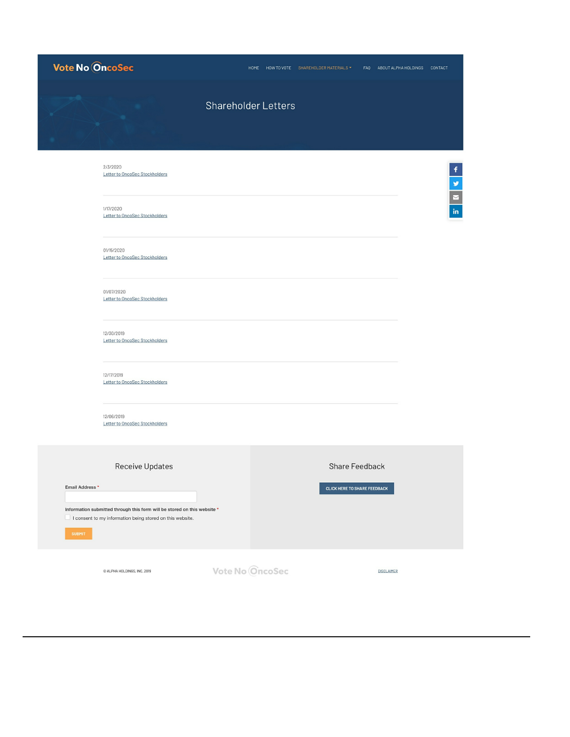Vote No OncoSec

HOME HOW TO VOTE SHAREHOLDER MATERIALS FAQ ABOUT ALPHA HOLDINGS CONTACT

# Shareholder Letters

2/3/2020
Letter to OncoSec Stockholders

---

1/17/2020
Letter to OncoSec Stockholders

---

01/15/2020
Letter to OncoSec Stockholders

---

01/07/2020
Letter to OncoSec Stockholders

---

12/30/2019
Letter to OncoSec Stockholders

---

12/17/2019
Letter to OncoSec Stockholders

---

12/06/2019
Letter to OncoSec Stockholders

## Receive Updates

Email Address *

Information submitted through this form will be stored on this website *

I consent to my information being stored on this website.

SUBMIT

## Share Feedback

CLICK HERE TO SHARE FEEDBACK

© ALPHA HOLDINGS, INC. 2019

Vote No OncoSec

DISCLAIMER